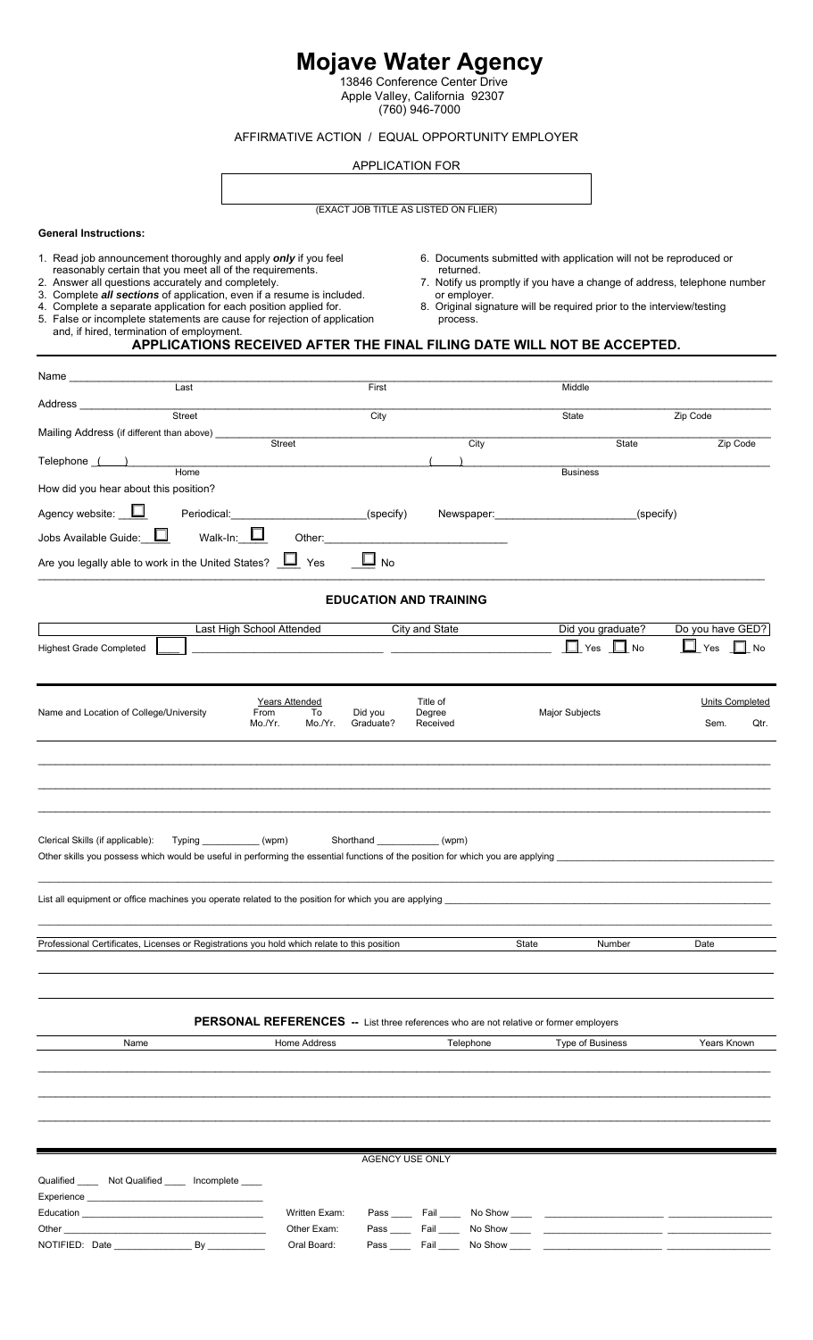# Mojave Water Agency

13846 Conference Center Drive
Apple Valley, California 92307
(760) 946-7000

AFFIRMATIVE ACTION / EQUAL OPPORTUNITY EMPLOYER

APPLICATION FOR

| |
|---|
| |

(EXACT JOB TITLE AS LISTED ON FLIER)

**General Instructions:**

1. Read job announcement thoroughly and apply ***only*** if you feel reasonably certain that you meet all of the requirements.
2. Answer all questions accurately and completely.
3. Complete ***all sections*** of application, even if a resume is included.
4. Complete a separate application for each position applied for.
5. False or incomplete statements are cause for rejection of application and, if hired, termination of employment.
6. Documents submitted with application will not be reproduced or returned.
7. Notify us promptly if you have a change of address, telephone number or employer.
8. Original signature will be required prior to the interview/testing process.

**APPLICATIONS RECEIVED AFTER THE FINAL FILING DATE WILL NOT BE ACCEPTED.**

Name ______________________________________________________________________
Last | First | Middle

Address ____________________________________________________________________
Street | City | State | Zip Code

Mailing Address (if different than above) ______________________________________
Street | City | State | Zip Code

Telephone ( ) ______________________ ( ) ______________________
Home | Business

How did you hear about this position?

Agency website: ☐ Periodical: ____________________ (specify) Newspaper: ____________________ (specify)

Jobs Available Guide: ☐ Walk-In: ☐ Other: ______________________________

Are you legally able to work in the United States? ☐ Yes ☐ No

## EDUCATION AND TRAINING

| Highest Grade Completed | Last High School Attended | City and State | Did you graduate? | Do you have GED? |
|---|---|---|---|---|
| | | | ☐ Yes ☐ No | ☐ Yes ☐ No |

| Name and Location of College/University | Years Attended From Mo./Yr. | To Mo./Yr. | Did you Graduate? | Title of Degree Received | Major Subjects | Units Completed Sem. | Qtr. |
|---|---|---|---|---|---|---|---|
| | | | | | | | |
| | | | | | | | |
| | | | | | | | |

Clerical Skills (if applicable): Typing __________ (wpm) Shorthand __________ (wpm)

Other skills you possess which would be useful in performing the essential functions of the position for which you are applying ______________________________

List all equipment or office machines you operate related to the position for which you are applying ______________________________

| Professional Certificates, Licenses or Registrations you hold which relate to this position | State | Number | Date |
|---|---|---|---|
| | | | |
| | | | |

**PERSONAL REFERENCES** -- List three references who are not relative or former employers

| Name | Home Address | Telephone | Type of Business | Years Known |
|---|---|---|---|---|
| | | | | |
| | | | | |
| | | | | |

AGENCY USE ONLY

Qualified ____ Not Qualified ____ Incomplete ____

Experience ______________________________

Education ______________________________ Written Exam: Pass ____ Fail ____ No Show ____ ______________________ ______________________

Other ______________________________ Other Exam: Pass ____ Fail ____ No Show ____ ______________________ ______________________

NOTIFIED: Date ______________ By __________ Oral Board: Pass ____ Fail ____ No Show ____ ______________________ ______________________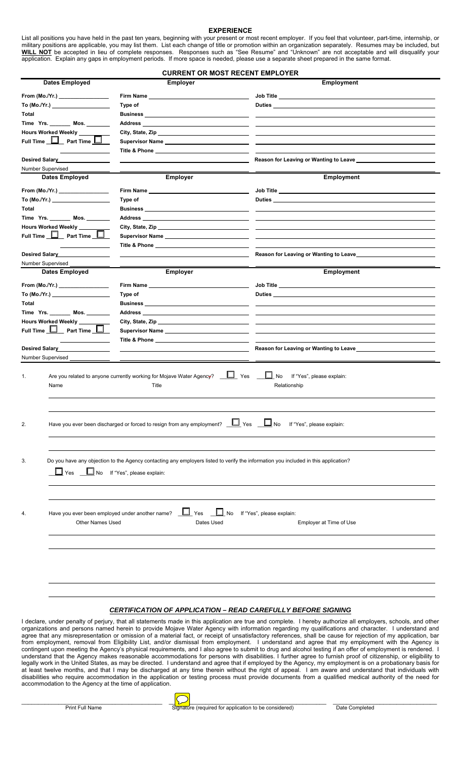## EXPERIENCE

List all positions you have held in the past ten years, beginning with your present or most recent employer. If you feel that volunteer, part-time, internship, or military positions are applicable, you may list them. List each change of title or promotion within an organization separately. Resumes may be included, but **WILL NOT** be accepted in lieu of complete responses. Responses such as "See Resume" and "Unknown" are not acceptable and will disqualify your application. Explain any gaps in employment periods. If more space is needed, please use a separate sheet prepared in the same format.

### CURRENT OR MOST RECENT EMPLOYER

| Dates Employed | Employer | Employment |
|---|---|---|
| From (Mo./Yr.) ______ | Firm Name ______ | Job Title ______ |
| To (Mo./Yr.) ______ | Type of Business ______ | Duties ______ |
| Total Time Yrs. ______ Mos. ______ | Address ______ | |
| Hours Worked Weekly ______ | City, State, Zip ______ | |
| Full Time ☐ Part Time ☐ | Supervisor Name ______ | |
| | Title & Phone ______ | |
| Desired Salary ______ | | Reason for Leaving or Wanting to Leave ______ |
| Number Supervised ______ | | |

| Dates Employed | Employer | Employment |
|---|---|---|
| From (Mo./Yr.) ______ | Firm Name ______ | Job Title ______ |
| To (Mo./Yr.) ______ | Type of Business ______ | Duties ______ |
| Total Time Yrs. ______ Mos. ______ | Address ______ | |
| Hours Worked Weekly ______ | City, State, Zip ______ | |
| Full Time ☐ Part Time ☐ | Supervisor Name ______ | |
| | Title & Phone ______ | |
| Desired Salary ______ | | Reason for Leaving or Wanting to Leave ______ |
| Number Supervised ______ | | |

| Dates Employed | Employer | Employment |
|---|---|---|
| From (Mo./Yr.) ______ | Firm Name ______ | Job Title ______ |
| To (Mo./Yr.) ______ | Type of Business ______ | Duties ______ |
| Total Time Yrs. ______ Mos. ______ | Address ______ | |
| Hours Worked Weekly ______ | City, State, Zip ______ | |
| Full Time ☐ Part Time ☐ | Supervisor Name ______ | |
| | Title & Phone ______ | |
| Desired Salary ______ | | Reason for Leaving or Wanting to Leave ______ |
| Number Supervised ______ | | |

1. Are you related to anyone currently working for Mojave Water Agency? ☐ Yes ☐ No If "Yes", please explain:

   Name Title Relationship

2. Have you ever been discharged or forced to resign from any employment? ☐ Yes ☐ No If "Yes", please explain:

3. Do you have any objection to the Agency contacting any employers listed to verify the information you included in this application?

   ☐ Yes ☐ No If "Yes", please explain:

4. Have you ever been employed under another name? ☐ Yes ☐ No If "Yes", please explain:

   Other Names Used Dates Used Employer at Time of Use

### *CERTIFICATION OF APPLICATION – READ CAREFULLY BEFORE SIGNING*

I declare, under penalty of perjury, that all statements made in this application are true and complete. I hereby authorize all employers, schools, and other organizations and persons named herein to provide Mojave Water Agency with information regarding my qualifications and character. I understand and agree that any misrepresentation or omission of a material fact, or receipt of unsatisfactory references, shall be cause for rejection of my application, bar from employment, removal from Eligibility List, and/or dismissal from employment. I understand and agree that my employment with the Agency is contingent upon meeting the Agency's physical requirements, and I also agree to submit to drug and alcohol testing if an offer of employment is rendered. I understand that the Agency makes reasonable accommodations for persons with disabilities. I further agree to furnish proof of citizenship, or eligibility to legally work in the United States, as may be directed. I understand and agree that if employed by the Agency, my employment is on a probationary basis for at least twelve months, and that I may be discharged at any time therein without the right of appeal. I am aware and understand that individuals with disabilities who require accommodation in the application or testing process must provide documents from a qualified medical authority of the need for accommodation to the Agency at the time of application.

______ Print Full Name ______ Signature (required for application to be considered) ______ Date Completed